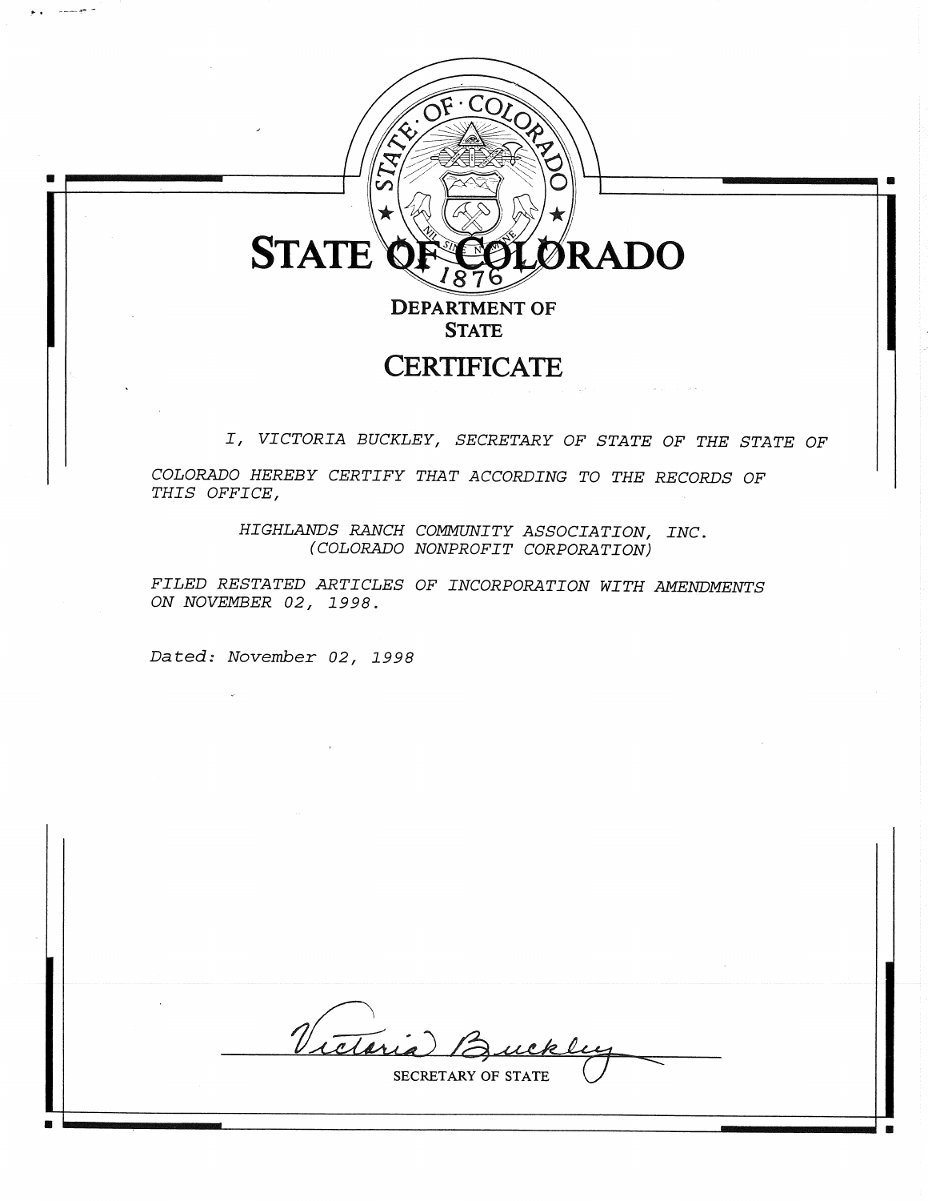# STATE OF COLORADO

## DEPARTMENT OF STATE

## CERTIFICATE

*I, VICTORIA BUCKLEY, SECRETARY OF STATE OF THE STATE OF COLORADO HEREBY CERTIFY THAT ACCORDING TO THE RECORDS OF THIS OFFICE,*

*HIGHLANDS RANCH COMMUNITY ASSOCIATION, INC.*
*(COLORADO NONPROFIT CORPORATION)*

*FILED RESTATED ARTICLES OF INCORPORATION WITH AMENDMENTS ON NOVEMBER 02, 1998.*

*Dated: November 02, 1998*

Victoria Buckley

SECRETARY OF STATE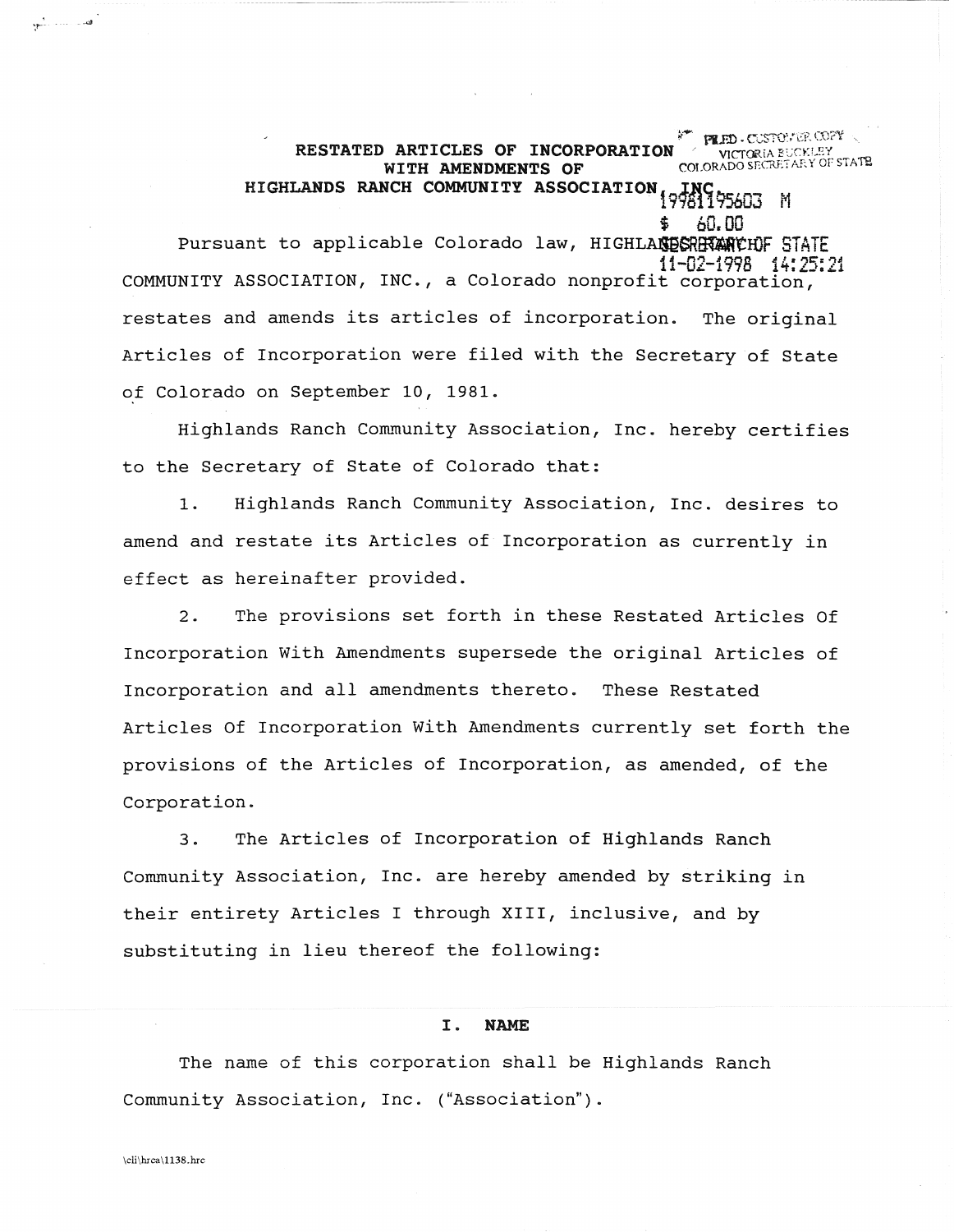# RESTATED ARTICLES OF INCORPORATION WITH AMENDMENTS OF HIGHLANDS RANCH COMMUNITY ASSOCIATION, INC.

FILED - CUSTOMER COPY
VICTORIA BUCKLEY
COLORADO SECRETARY OF STATE

19981195603 M
$ 60.00
SECRETARY OF STATE
11-02-1998 14:25:21

Pursuant to applicable Colorado law, HIGHLANDS RANCH COMMUNITY ASSOCIATION, INC., a Colorado nonprofit corporation, restates and amends its articles of incorporation. The original Articles of Incorporation were filed with the Secretary of State of Colorado on September 10, 1981.

Highlands Ranch Community Association, Inc. hereby certifies to the Secretary of State of Colorado that:

1. Highlands Ranch Community Association, Inc. desires to amend and restate its Articles of Incorporation as currently in effect as hereinafter provided.

2. The provisions set forth in these Restated Articles Of Incorporation With Amendments supersede the original Articles of Incorporation and all amendments thereto. These Restated Articles Of Incorporation With Amendments currently set forth the provisions of the Articles of Incorporation, as amended, of the Corporation.

3. The Articles of Incorporation of Highlands Ranch Community Association, Inc. are hereby amended by striking in their entirety Articles I through XIII, inclusive, and by substituting in lieu thereof the following:

## I. NAME

The name of this corporation shall be Highlands Ranch Community Association, Inc. ("Association").

\cli\hrca\1138.hrc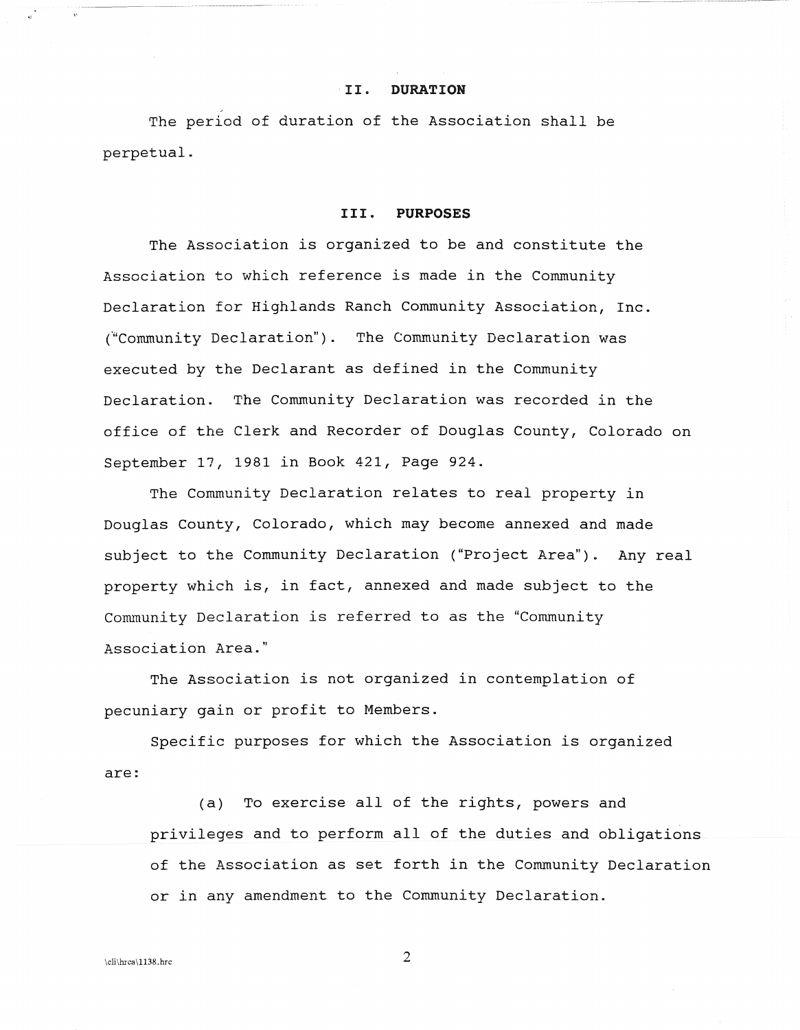## II. DURATION

The period of duration of the Association shall be perpetual.

## III. PURPOSES

The Association is organized to be and constitute the Association to which reference is made in the Community Declaration for Highlands Ranch Community Association, Inc. ("Community Declaration"). The Community Declaration was executed by the Declarant as defined in the Community Declaration. The Community Declaration was recorded in the office of the Clerk and Recorder of Douglas County, Colorado on September 17, 1981 in Book 421, Page 924.

The Community Declaration relates to real property in Douglas County, Colorado, which may become annexed and made subject to the Community Declaration ("Project Area"). Any real property which is, in fact, annexed and made subject to the Community Declaration is referred to as the "Community Association Area."

The Association is not organized in contemplation of pecuniary gain or profit to Members.

Specific purposes for which the Association is organized are:

(a) To exercise all of the rights, powers and privileges and to perform all of the duties and obligations of the Association as set forth in the Community Declaration or in any amendment to the Community Declaration.

\cli\hrca\1138.hrc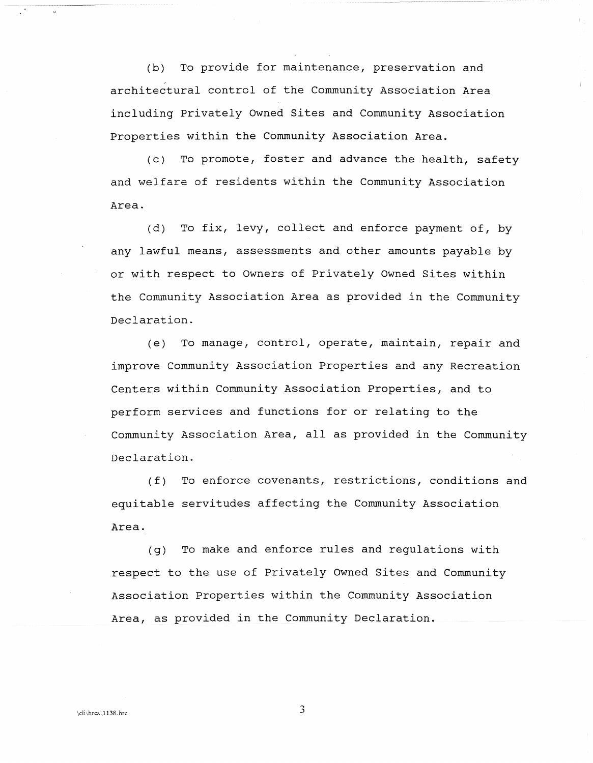(b) To provide for maintenance, preservation and architectural control of the Community Association Area including Privately Owned Sites and Community Association Properties within the Community Association Area.

(c) To promote, foster and advance the health, safety and welfare of residents within the Community Association Area.

(d) To fix, levy, collect and enforce payment of, by any lawful means, assessments and other amounts payable by or with respect to Owners of Privately Owned Sites within the Community Association Area as provided in the Community Declaration.

(e) To manage, control, operate, maintain, repair and improve Community Association Properties and any Recreation Centers within Community Association Properties, and to perform services and functions for or relating to the Community Association Area, all as provided in the Community Declaration.

(f) To enforce covenants, restrictions, conditions and equitable servitudes affecting the Community Association Area.

(g) To make and enforce rules and regulations with respect to the use of Privately Owned Sites and Community Association Properties within the Community Association Area, as provided in the Community Declaration.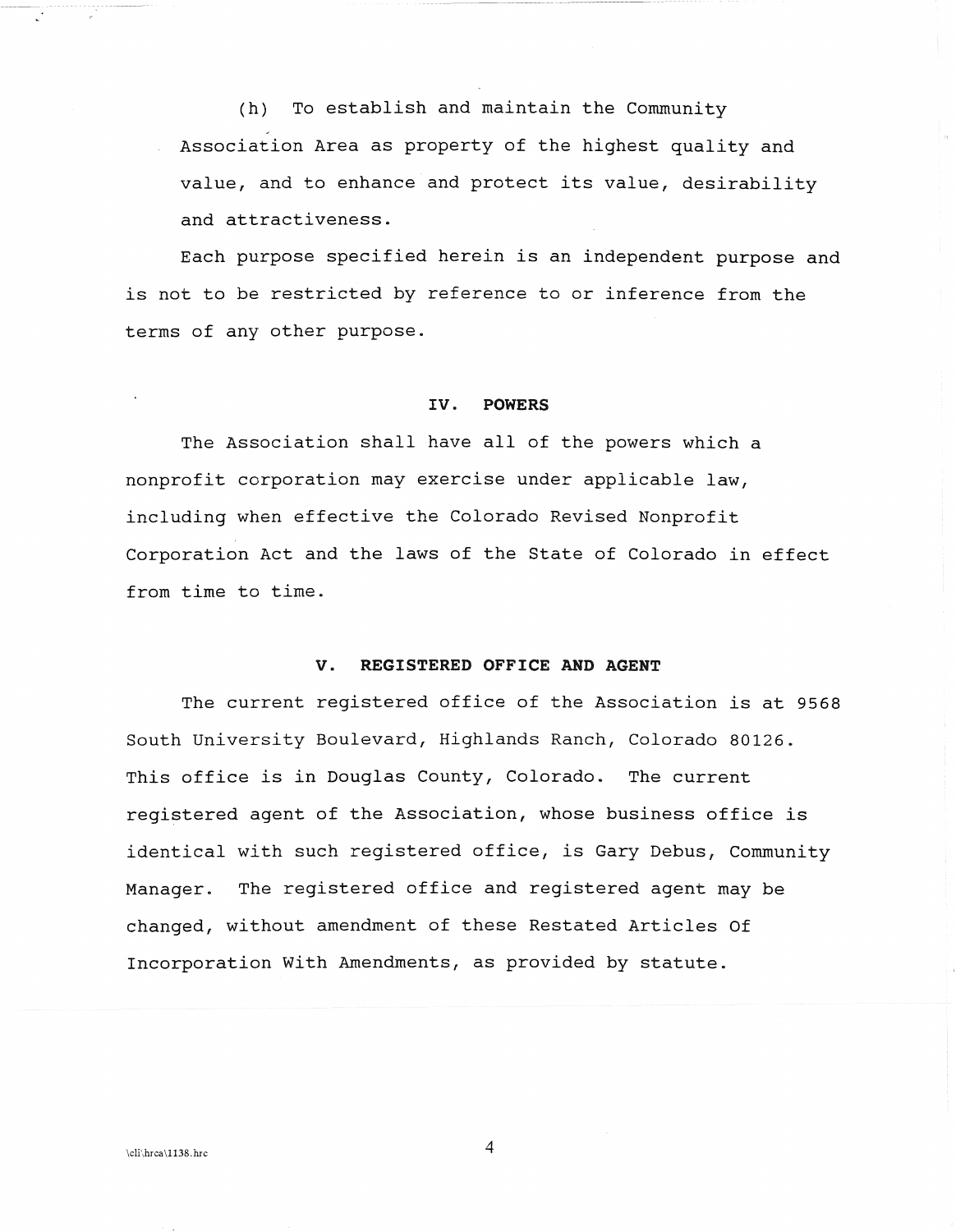(h) To establish and maintain the Community Association Area as property of the highest quality and value, and to enhance and protect its value, desirability and attractiveness.

Each purpose specified herein is an independent purpose and is not to be restricted by reference to or inference from the terms of any other purpose.

## IV. POWERS

The Association shall have all of the powers which a nonprofit corporation may exercise under applicable law, including when effective the Colorado Revised Nonprofit Corporation Act and the laws of the State of Colorado in effect from time to time.

## V. REGISTERED OFFICE AND AGENT

The current registered office of the Association is at 9568 South University Boulevard, Highlands Ranch, Colorado 80126. This office is in Douglas County, Colorado. The current registered agent of the Association, whose business office is identical with such registered office, is Gary Debus, Community Manager. The registered office and registered agent may be changed, without amendment of these Restated Articles Of Incorporation With Amendments, as provided by statute.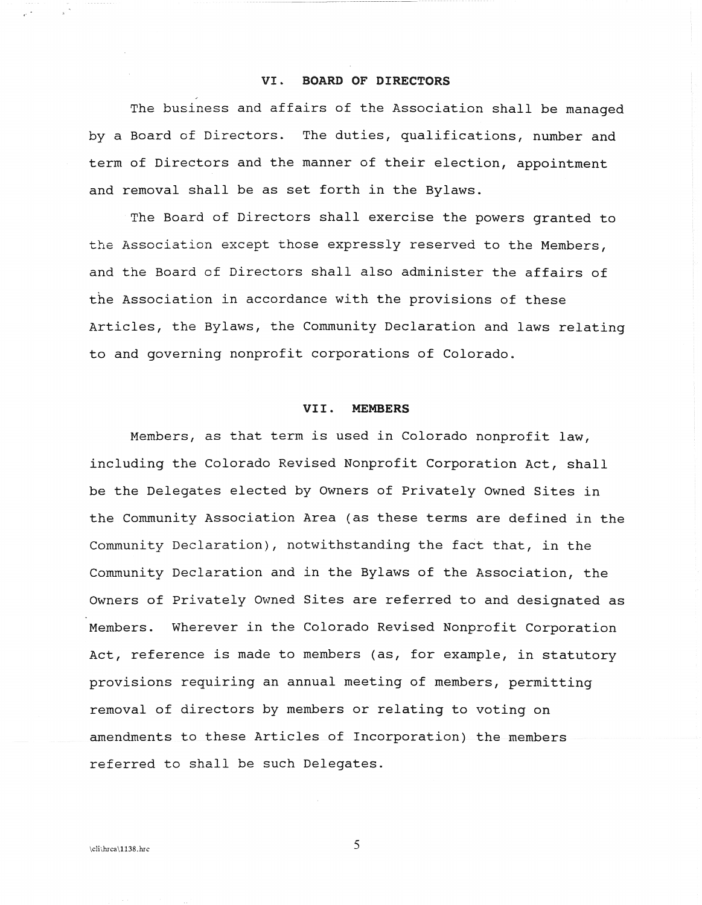## VI. BOARD OF DIRECTORS

The business and affairs of the Association shall be managed by a Board of Directors. The duties, qualifications, number and term of Directors and the manner of their election, appointment and removal shall be as set forth in the Bylaws.

The Board of Directors shall exercise the powers granted to the Association except those expressly reserved to the Members, and the Board of Directors shall also administer the affairs of the Association in accordance with the provisions of these Articles, the Bylaws, the Community Declaration and laws relating to and governing nonprofit corporations of Colorado.

## VII. MEMBERS

Members, as that term is used in Colorado nonprofit law, including the Colorado Revised Nonprofit Corporation Act, shall be the Delegates elected by Owners of Privately Owned Sites in the Community Association Area (as these terms are defined in the Community Declaration), notwithstanding the fact that, in the Community Declaration and in the Bylaws of the Association, the Owners of Privately Owned Sites are referred to and designated as Members. Wherever in the Colorado Revised Nonprofit Corporation Act, reference is made to members (as, for example, in statutory provisions requiring an annual meeting of members, permitting removal of directors by members or relating to voting on amendments to these Articles of Incorporation) the members referred to shall be such Delegates.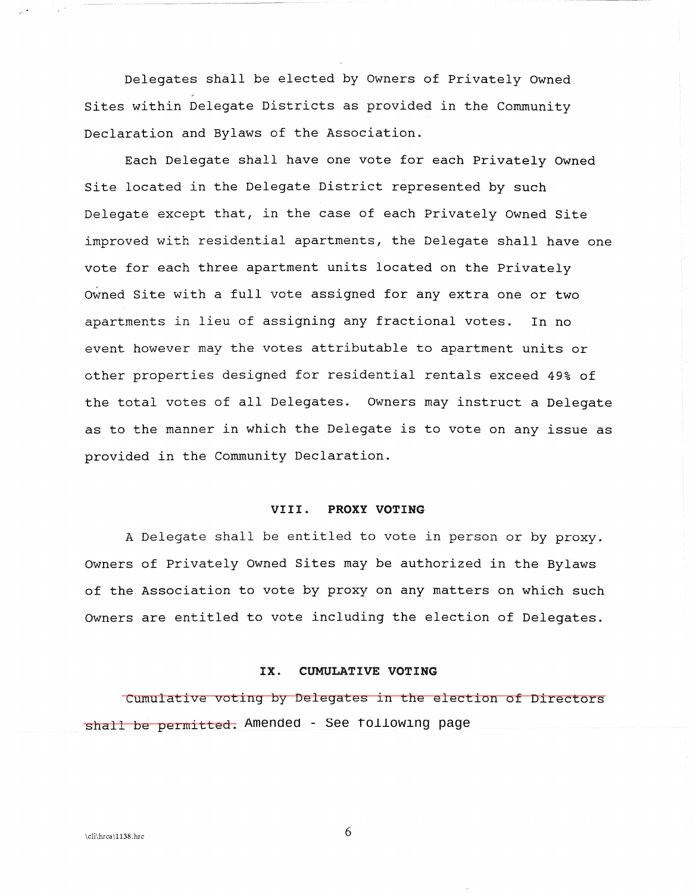Delegates shall be elected by Owners of Privately Owned Sites within Delegate Districts as provided in the Community Declaration and Bylaws of the Association.

Each Delegate shall have one vote for each Privately Owned Site located in the Delegate District represented by such Delegate except that, in the case of each Privately Owned Site improved with residential apartments, the Delegate shall have one vote for each three apartment units located on the Privately Owned Site with a full vote assigned for any extra one or two apartments in lieu of assigning any fractional votes. In no event however may the votes attributable to apartment units or other properties designed for residential rentals exceed 49% of the total votes of all Delegates. Owners may instruct a Delegate as to the manner in which the Delegate is to vote on any issue as provided in the Community Declaration.

## VIII. PROXY VOTING

A Delegate shall be entitled to vote in person or by proxy. Owners of Privately Owned Sites may be authorized in the Bylaws of the Association to vote by proxy on any matters on which such Owners are entitled to vote including the election of Delegates.

## IX. CUMULATIVE VOTING

~~Cumulative voting by Delegates in the election of Directors shall be permitted.~~ Amended - See following page

\cli\hrca\1138.hrc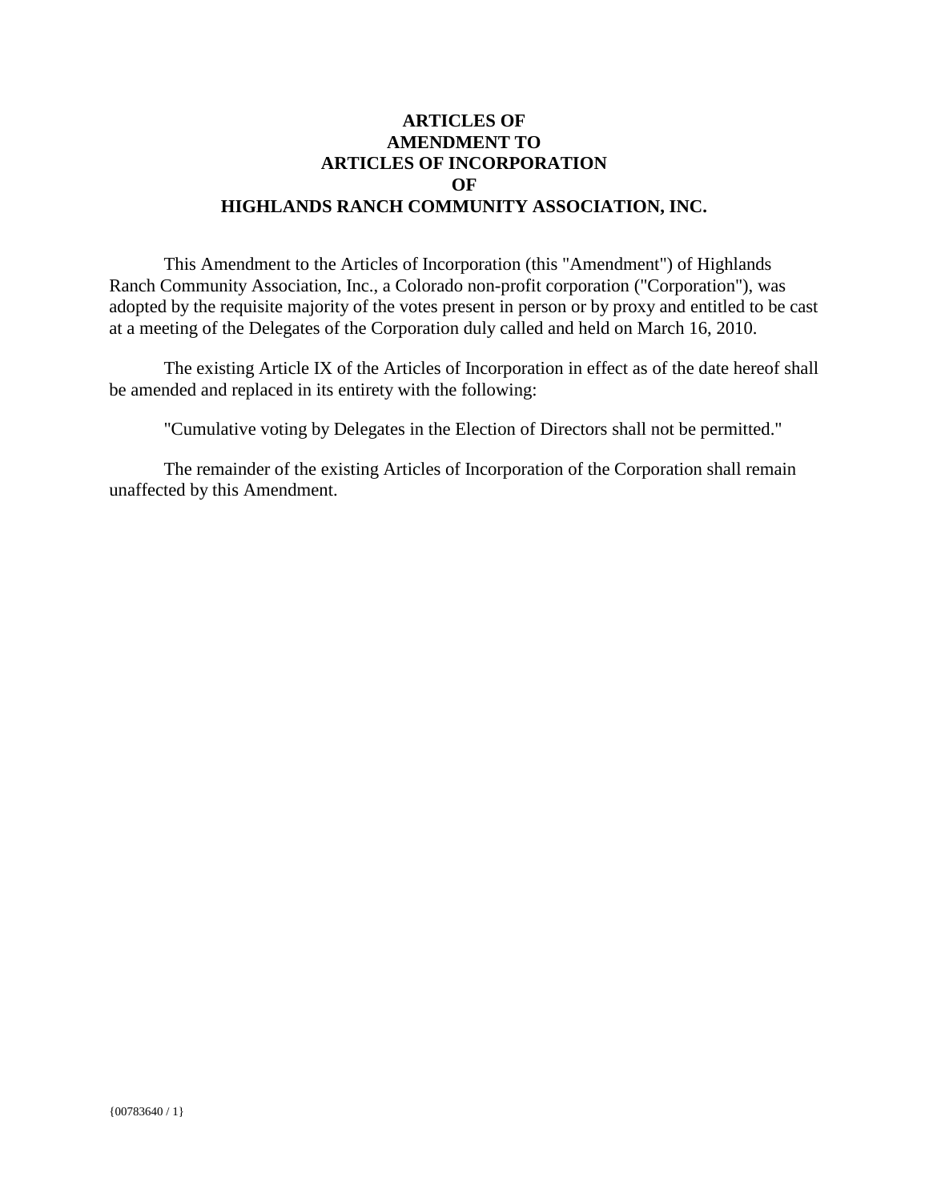# ARTICLES OF AMENDMENT TO ARTICLES OF INCORPORATION OF HIGHLANDS RANCH COMMUNITY ASSOCIATION, INC.

This Amendment to the Articles of Incorporation (this "Amendment") of Highlands Ranch Community Association, Inc., a Colorado non-profit corporation ("Corporation"), was adopted by the requisite majority of the votes present in person or by proxy and entitled to be cast at a meeting of the Delegates of the Corporation duly called and held on March 16, 2010.

The existing Article IX of the Articles of Incorporation in effect as of the date hereof shall be amended and replaced in its entirety with the following:

"Cumulative voting by Delegates in the Election of Directors shall not be permitted."

The remainder of the existing Articles of Incorporation of the Corporation shall remain unaffected by this Amendment.

{00783640 / 1}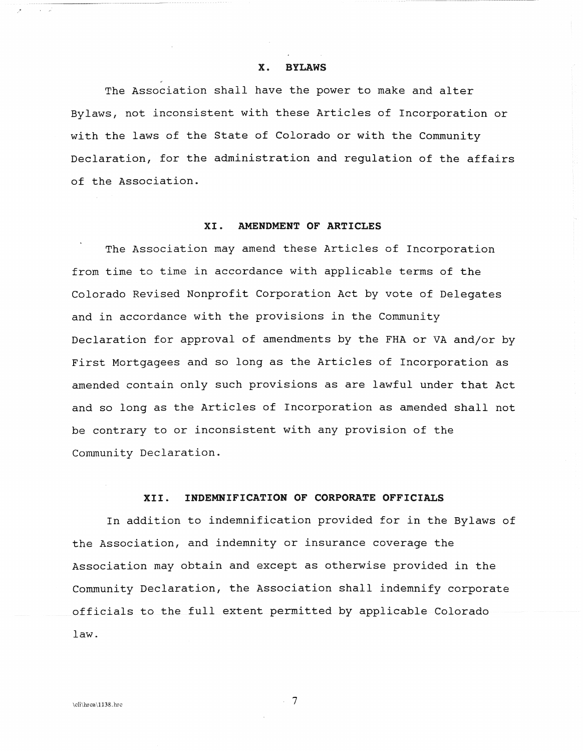## X. BYLAWS

The Association shall have the power to make and alter Bylaws, not inconsistent with these Articles of Incorporation or with the laws of the State of Colorado or with the Community Declaration, for the administration and regulation of the affairs of the Association.

## XI. AMENDMENT OF ARTICLES

The Association may amend these Articles of Incorporation from time to time in accordance with applicable terms of the Colorado Revised Nonprofit Corporation Act by vote of Delegates and in accordance with the provisions in the Community Declaration for approval of amendments by the FHA or VA and/or by First Mortgagees and so long as the Articles of Incorporation as amended contain only such provisions as are lawful under that Act and so long as the Articles of Incorporation as amended shall not be contrary to or inconsistent with any provision of the Community Declaration.

## XII. INDEMNIFICATION OF CORPORATE OFFICIALS

In addition to indemnification provided for in the Bylaws of the Association, and indemnity or insurance coverage the Association may obtain and except as otherwise provided in the Community Declaration, the Association shall indemnify corporate officials to the full extent permitted by applicable Colorado law.

\cli\hrca\1138.hrc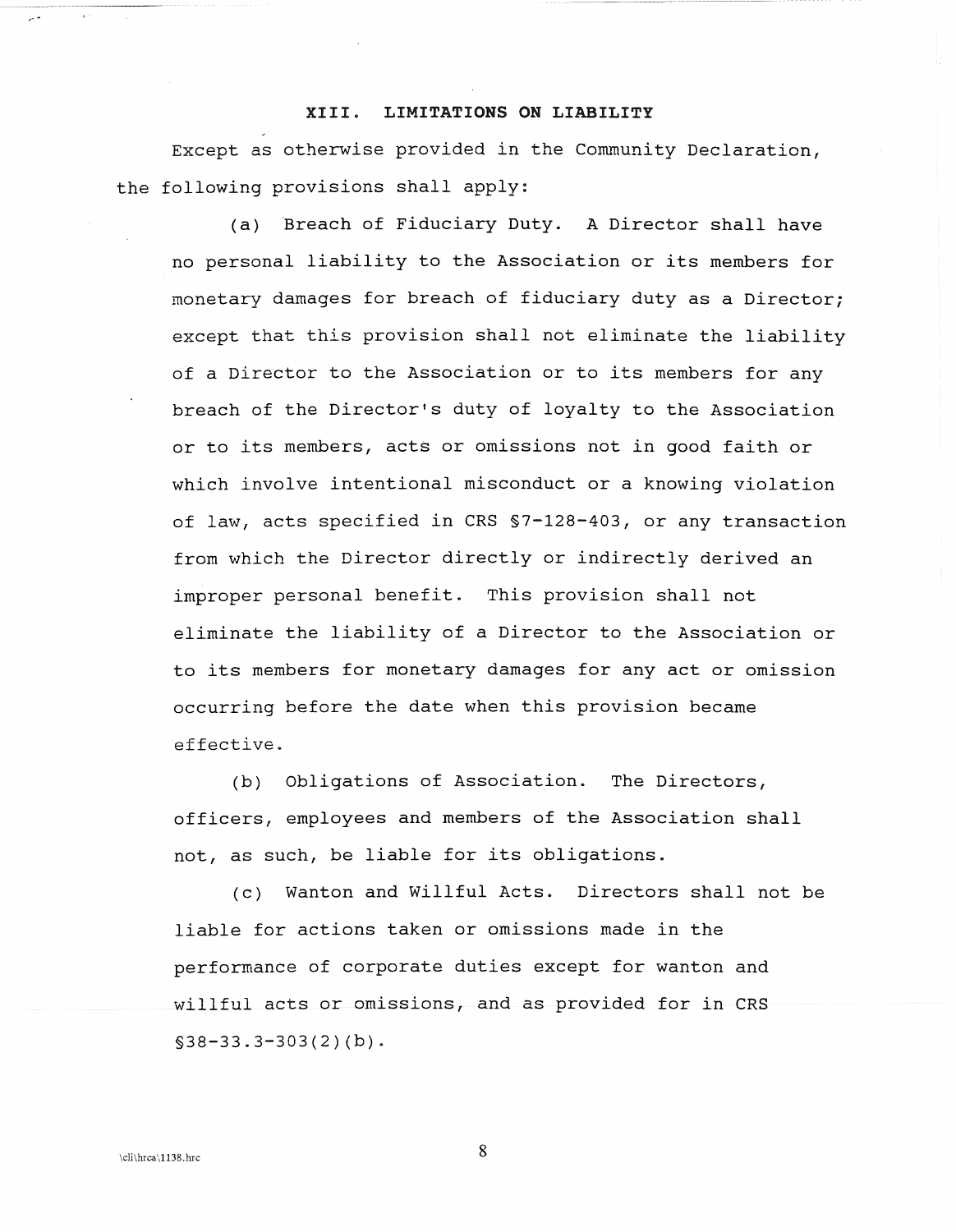## XIII. LIMITATIONS ON LIABILITY

Except as otherwise provided in the Community Declaration, the following provisions shall apply:

(a) Breach of Fiduciary Duty. A Director shall have no personal liability to the Association or its members for monetary damages for breach of fiduciary duty as a Director; except that this provision shall not eliminate the liability of a Director to the Association or to its members for any breach of the Director's duty of loyalty to the Association or to its members, acts or omissions not in good faith or which involve intentional misconduct or a knowing violation of law, acts specified in CRS §7-128-403, or any transaction from which the Director directly or indirectly derived an improper personal benefit. This provision shall not eliminate the liability of a Director to the Association or to its members for monetary damages for any act or omission occurring before the date when this provision became effective.

(b) Obligations of Association. The Directors, officers, employees and members of the Association shall not, as such, be liable for its obligations.

(c) Wanton and Willful Acts. Directors shall not be liable for actions taken or omissions made in the performance of corporate duties except for wanton and willful acts or omissions, and as provided for in CRS §38-33.3-303(2)(b).

\cli\hrca\1138.hrc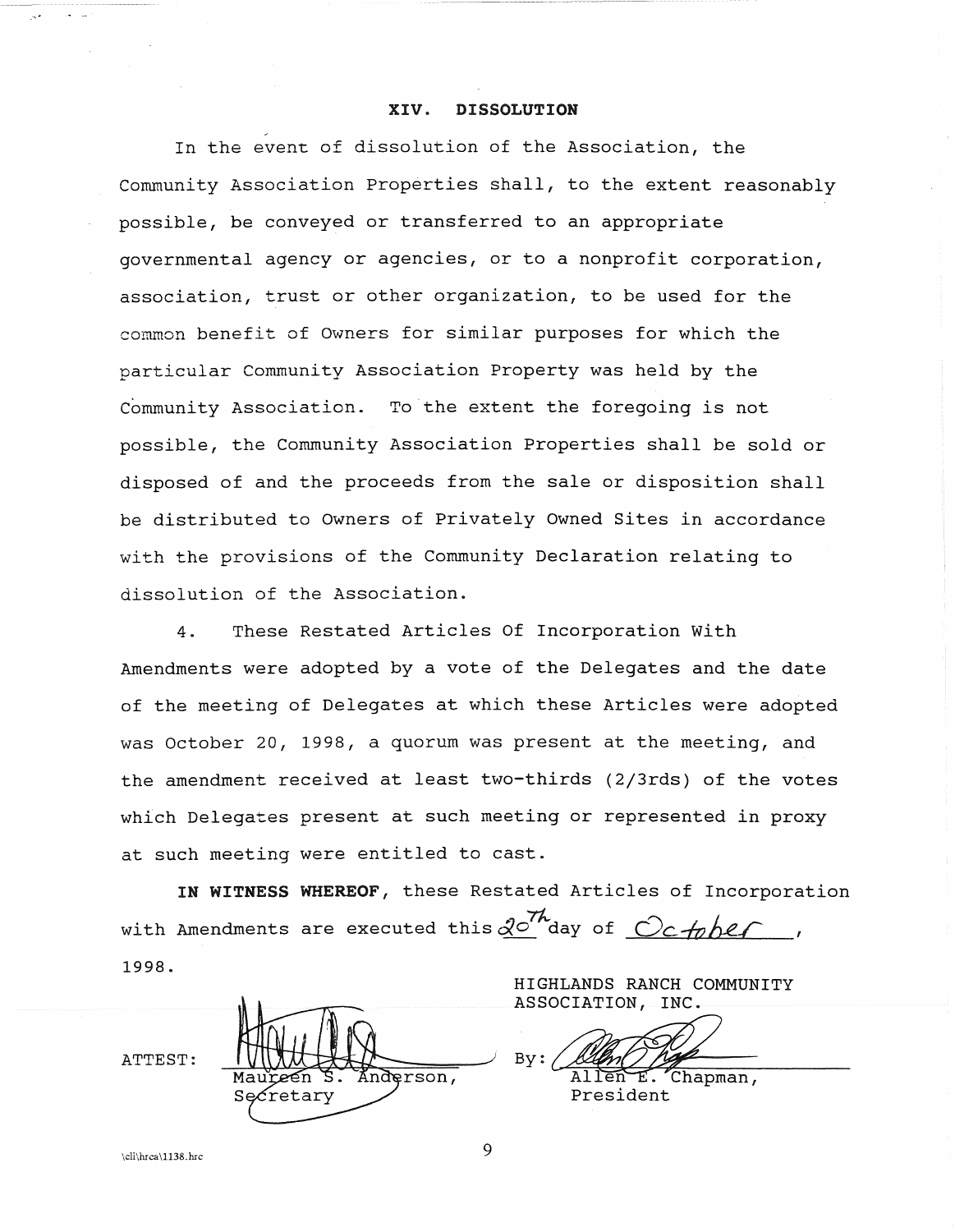## XIV. DISSOLUTION

In the event of dissolution of the Association, the Community Association Properties shall, to the extent reasonably possible, be conveyed or transferred to an appropriate governmental agency or agencies, or to a nonprofit corporation, association, trust or other organization, to be used for the common benefit of Owners for similar purposes for which the particular Community Association Property was held by the Community Association. To the extent the foregoing is not possible, the Community Association Properties shall be sold or disposed of and the proceeds from the sale or disposition shall be distributed to Owners of Privately Owned Sites in accordance with the provisions of the Community Declaration relating to dissolution of the Association.

4. These Restated Articles Of Incorporation With Amendments were adopted by a vote of the Delegates and the date of the meeting of Delegates at which these Articles were adopted was October 20, 1998, a quorum was present at the meeting, and the amendment received at least two-thirds (2/3rds) of the votes which Delegates present at such meeting or represented in proxy at such meeting were entitled to cast.

**IN WITNESS WHEREOF**, these Restated Articles of Incorporation with Amendments are executed this 20th day of October, 1998.

HIGHLANDS RANCH COMMUNITY ASSOCIATION, INC.

ATTEST: Maureen S. Anderson, Secretary

By: Allen E. Chapman, President

\cli\hrca\1138.hrc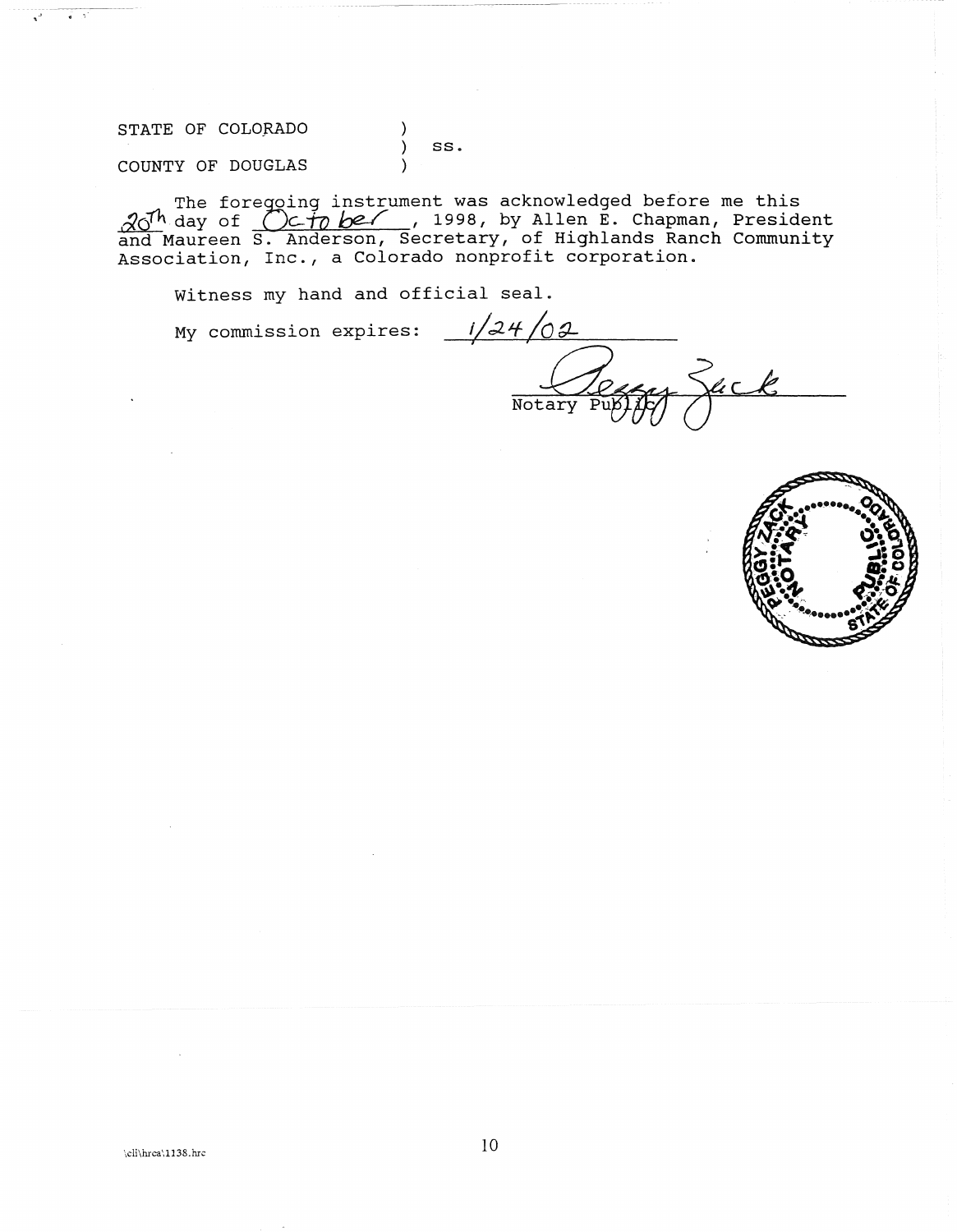STATE OF COLORADO )
) ss.
COUNTY OF DOUGLAS )

The foregoing instrument was acknowledged before me this 20th day of October, 1998, by Allen E. Chapman, President and Maureen S. Anderson, Secretary, of Highlands Ranch Community Association, Inc., a Colorado nonprofit corporation.

Witness my hand and official seal.

My commission expires: 1/24/02

Peggy Zack
Notary Public

PEGGY ZACK NOTARY PUBLIC STATE OF COLORADO

\cli\hrca\1138.hrc